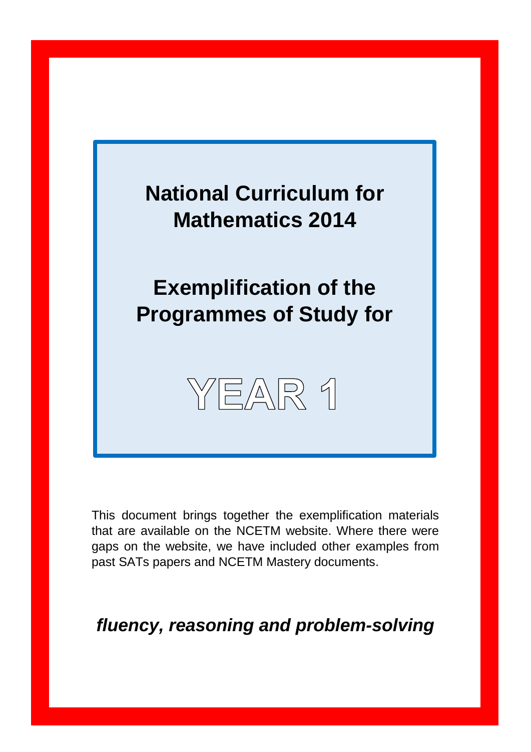# National Curriculum for Mathematics 2014

## Exemplification of the Programmes of Study for

# YEAR 1

This document brings together the exemplification materials that are available on the NCETM website. Where there were gaps on the website, we have included other examples from past SATs papers and NCETM Mastery documents.

***fluency, reasoning and problem-solving***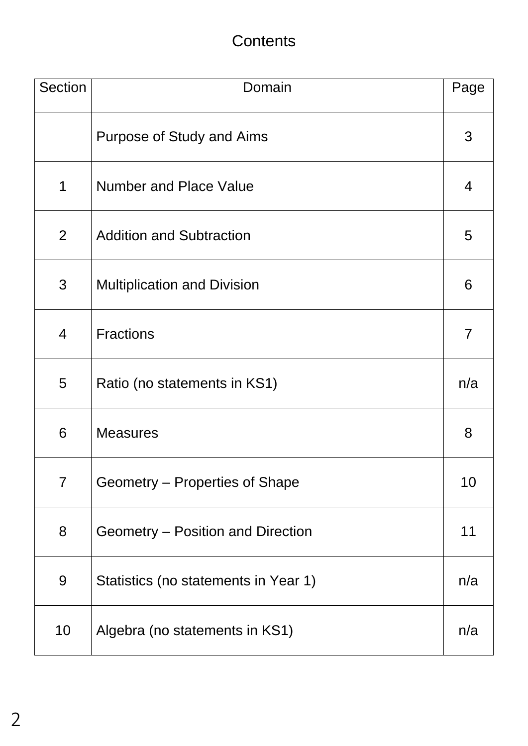# Contents

| Section | Domain | Page |
|---|---|---|
| | Purpose of Study and Aims | 3 |
| 1 | Number and Place Value | 4 |
| 2 | Addition and Subtraction | 5 |
| 3 | Multiplication and Division | 6 |
| 4 | Fractions | 7 |
| 5 | Ratio (no statements in KS1) | n/a |
| 6 | Measures | 8 |
| 7 | Geometry – Properties of Shape | 10 |
| 8 | Geometry – Position and Direction | 11 |
| 9 | Statistics (no statements in Year 1) | n/a |
| 10 | Algebra (no statements in KS1) | n/a |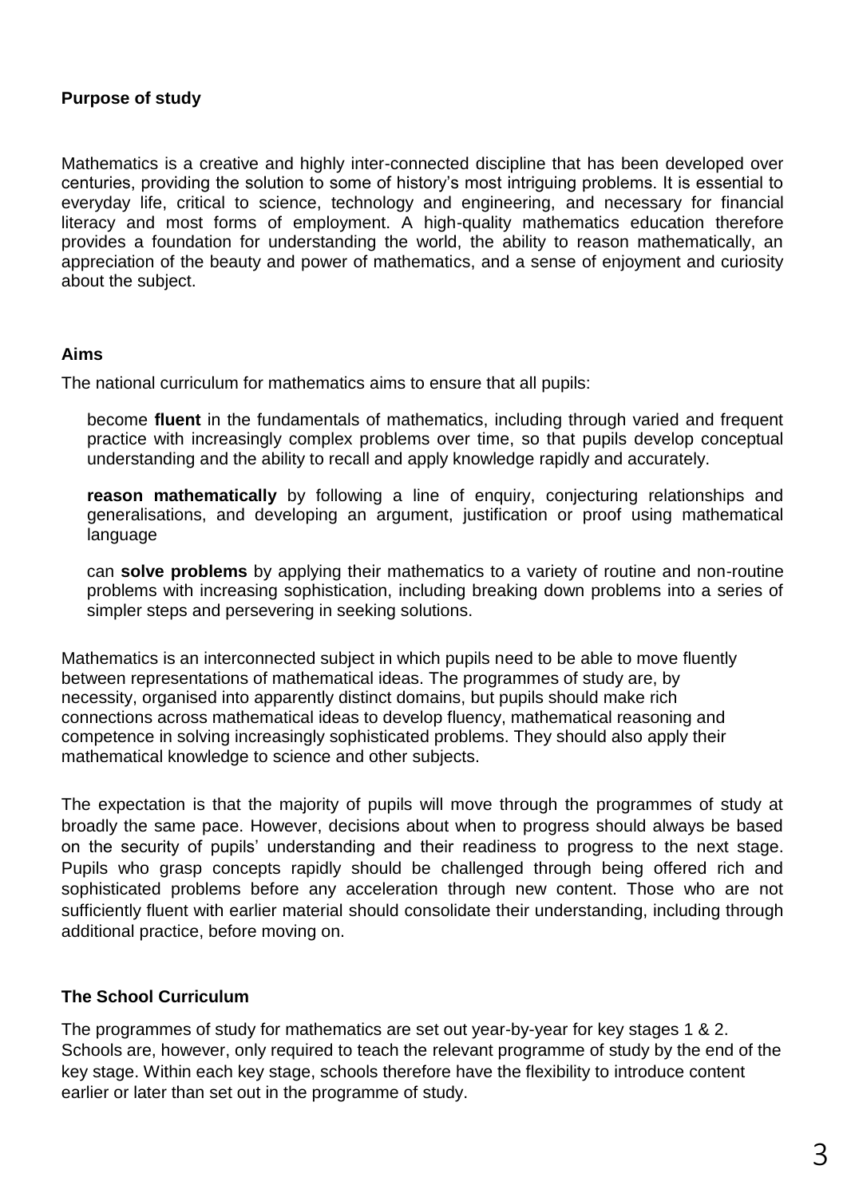## Purpose of study

Mathematics is a creative and highly inter-connected discipline that has been developed over centuries, providing the solution to some of history's most intriguing problems. It is essential to everyday life, critical to science, technology and engineering, and necessary for financial literacy and most forms of employment. A high-quality mathematics education therefore provides a foundation for understanding the world, the ability to reason mathematically, an appreciation of the beauty and power of mathematics, and a sense of enjoyment and curiosity about the subject.

## Aims

The national curriculum for mathematics aims to ensure that all pupils:

- become **fluent** in the fundamentals of mathematics, including through varied and frequent practice with increasingly complex problems over time, so that pupils develop conceptual understanding and the ability to recall and apply knowledge rapidly and accurately.
- **reason mathematically** by following a line of enquiry, conjecturing relationships and generalisations, and developing an argument, justification or proof using mathematical language
- can **solve problems** by applying their mathematics to a variety of routine and non-routine problems with increasing sophistication, including breaking down problems into a series of simpler steps and persevering in seeking solutions.

Mathematics is an interconnected subject in which pupils need to be able to move fluently between representations of mathematical ideas. The programmes of study are, by necessity, organised into apparently distinct domains, but pupils should make rich connections across mathematical ideas to develop fluency, mathematical reasoning and competence in solving increasingly sophisticated problems. They should also apply their mathematical knowledge to science and other subjects.

The expectation is that the majority of pupils will move through the programmes of study at broadly the same pace. However, decisions about when to progress should always be based on the security of pupils' understanding and their readiness to progress to the next stage. Pupils who grasp concepts rapidly should be challenged through being offered rich and sophisticated problems before any acceleration through new content. Those who are not sufficiently fluent with earlier material should consolidate their understanding, including through additional practice, before moving on.

## The School Curriculum

The programmes of study for mathematics are set out year-by-year for key stages 1 & 2. Schools are, however, only required to teach the relevant programme of study by the end of the key stage. Within each key stage, schools therefore have the flexibility to introduce content earlier or later than set out in the programme of study.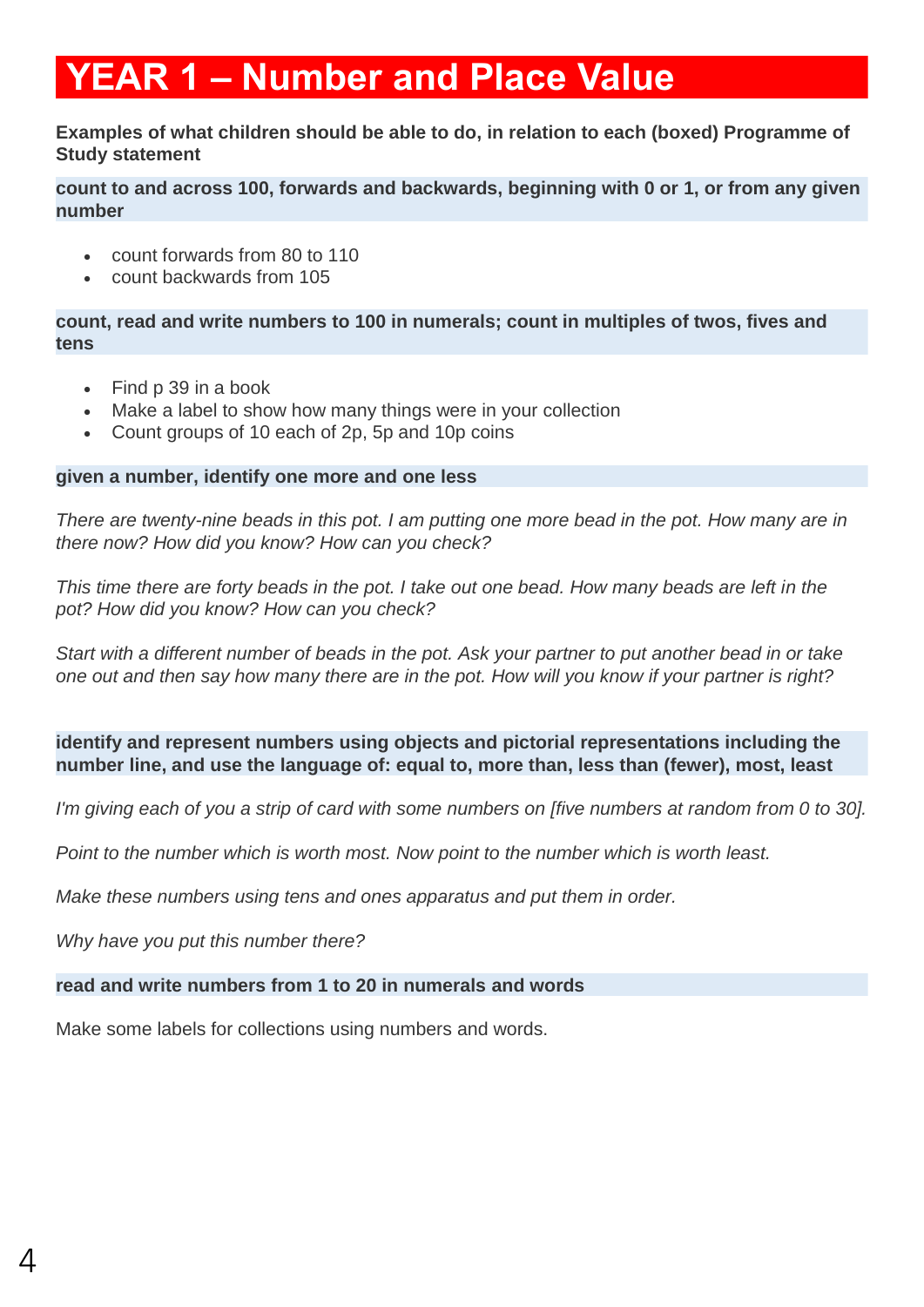# YEAR 1 – Number and Place Value

**Examples of what children should be able to do, in relation to each (boxed) Programme of Study statement**

**count to and across 100, forwards and backwards, beginning with 0 or 1, or from any given number**

- count forwards from 80 to 110
- count backwards from 105

**count, read and write numbers to 100 in numerals; count in multiples of twos, fives and tens**

- Find p 39 in a book
- Make a label to show how many things were in your collection
- Count groups of 10 each of 2p, 5p and 10p coins

**given a number, identify one more and one less**

*There are twenty-nine beads in this pot. I am putting one more bead in the pot. How many are in there now? How did you know? How can you check?*

*This time there are forty beads in the pot. I take out one bead. How many beads are left in the pot? How did you know? How can you check?*

*Start with a different number of beads in the pot. Ask your partner to put another bead in or take one out and then say how many there are in the pot. How will you know if your partner is right?*

**identify and represent numbers using objects and pictorial representations including the number line, and use the language of: equal to, more than, less than (fewer), most, least**

*I'm giving each of you a strip of card with some numbers on [five numbers at random from 0 to 30].*

*Point to the number which is worth most. Now point to the number which is worth least.*

*Make these numbers using tens and ones apparatus and put them in order.*

*Why have you put this number there?*

**read and write numbers from 1 to 20 in numerals and words**

Make some labels for collections using numbers and words.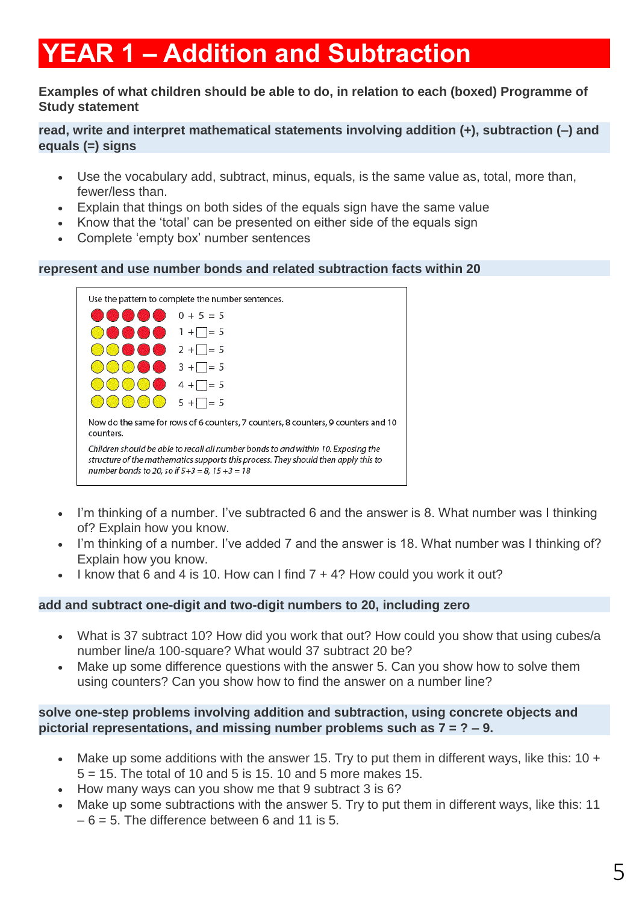# YEAR 1 – Addition and Subtraction

**Examples of what children should be able to do, in relation to each (boxed) Programme of Study statement**

**read, write and interpret mathematical statements involving addition (+), subtraction (–) and equals (=) signs**

- Use the vocabulary add, subtract, minus, equals, is the same value as, total, more than, fewer/less than.
- Explain that things on both sides of the equals sign have the same value
- Know that the 'total' can be presented on either side of the equals sign
- Complete 'empty box' number sentences

**represent and use number bonds and related subtraction facts within 20**

Use the pattern to complete the number sentences.

| Counters | Number sentence |
|---|---|
| 🔴🔴🔴🔴🔴 | 0 + 5 = 5 |
| 🟡🔴🔴🔴🔴 | 1 + ☐ = 5 |
| 🟡🟡🔴🔴🔴 | 2 + ☐ = 5 |
| 🟡🟡🟡🔴🔴 | 3 + ☐ = 5 |
| 🟡🟡🟡🟡🔴 | 4 + ☐ = 5 |
| 🟡🟡🟡🟡🟡 | 5 + ☐ = 5 |

Now do the same for rows of 6 counters, 7 counters, 8 counters, 9 counters and 10 counters.

*Children should be able to recall all number bonds to and within 10. Exposing the structure of the mathematics supports this process. They should then apply this to number bonds to 20, so if 5+3 = 8, 15 +3 = 18*

- I'm thinking of a number. I've subtracted 6 and the answer is 8. What number was I thinking of? Explain how you know.
- I'm thinking of a number. I've added 7 and the answer is 18. What number was I thinking of? Explain how you know.
- I know that 6 and 4 is 10. How can I find 7 + 4? How could you work it out?

**add and subtract one-digit and two-digit numbers to 20, including zero**

- What is 37 subtract 10? How did you work that out? How could you show that using cubes/a number line/a 100-square? What would 37 subtract 20 be?
- Make up some difference questions with the answer 5. Can you show how to solve them using counters? Can you show how to find the answer on a number line?

**solve one-step problems involving addition and subtraction, using concrete objects and pictorial representations, and missing number problems such as 7 = ? – 9.**

- Make up some additions with the answer 15. Try to put them in different ways, like this: 10 + 5 = 15. The total of 10 and 5 is 15. 10 and 5 more makes 15.
- How many ways can you show me that 9 subtract 3 is 6?
- Make up some subtractions with the answer 5. Try to put them in different ways, like this: 11 – 6 = 5. The difference between 6 and 11 is 5.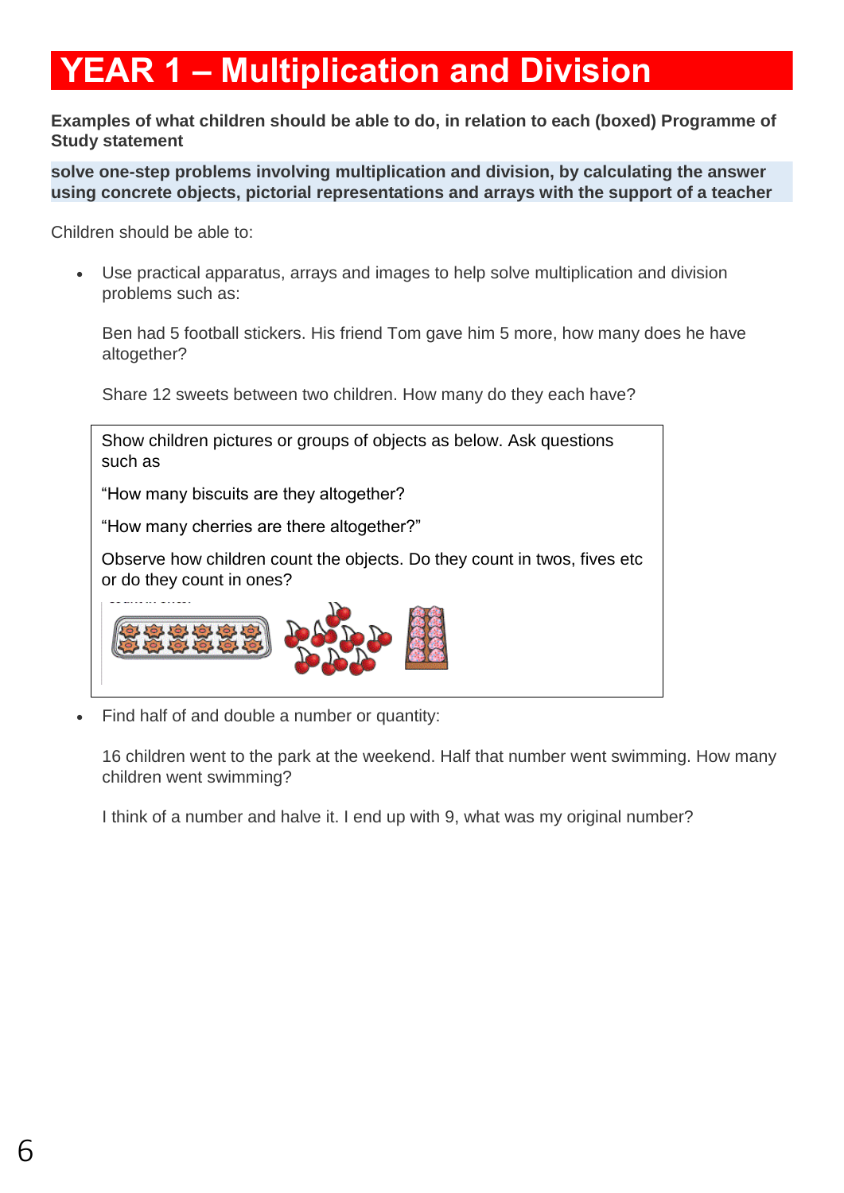# YEAR 1 – Multiplication and Division

**Examples of what children should be able to do, in relation to each (boxed) Programme of Study statement**

**solve one-step problems involving multiplication and division, by calculating the answer using concrete objects, pictorial representations and arrays with the support of a teacher**

Children should be able to:

- Use practical apparatus, arrays and images to help solve multiplication and division problems such as:

  Ben had 5 football stickers. His friend Tom gave him 5 more, how many does he have altogether?

  Share 12 sweets between two children. How many do they each have?

> Show children pictures or groups of objects as below. Ask questions such as
>
> "How many biscuits are they altogether?
>
> "How many cherries are there altogether?"
>
> Observe how children count the objects. Do they count in twos, fives etc or do they count in ones?

- Find half of and double a number or quantity:

  16 children went to the park at the weekend. Half that number went swimming. How many children went swimming?

  I think of a number and halve it. I end up with 9, what was my original number?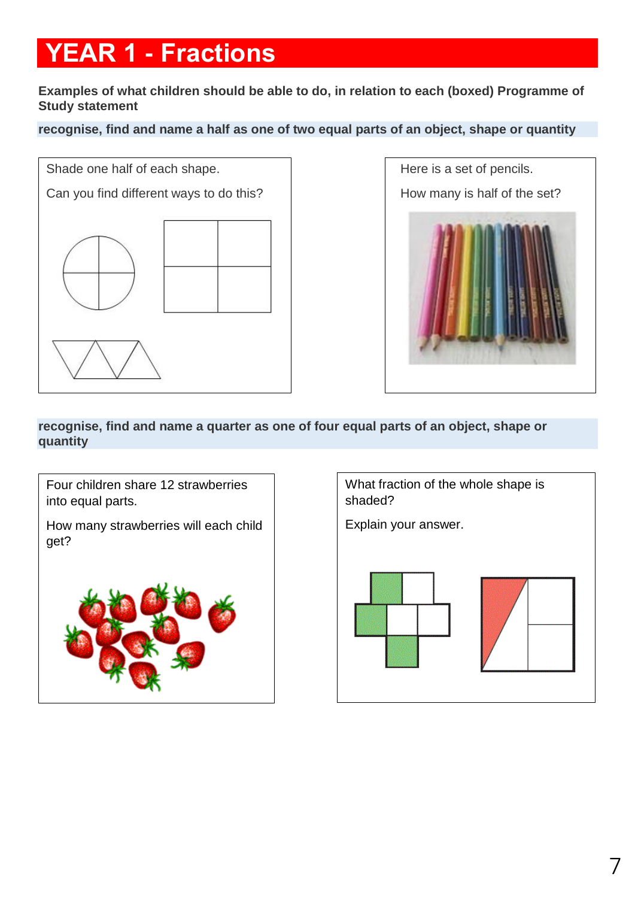# YEAR 1 - Fractions

**Examples of what children should be able to do, in relation to each (boxed) Programme of Study statement**

**recognise, find and name a half as one of two equal parts of an object, shape or quantity**

Shade one half of each shape.

Can you find different ways to do this?

Here is a set of pencils.

How many is half of the set?

**recognise, find and name a quarter as one of four equal parts of an object, shape or quantity**

Four children share 12 strawberries into equal parts.

How many strawberries will each child get?

What fraction of the whole shape is shaded?

Explain your answer.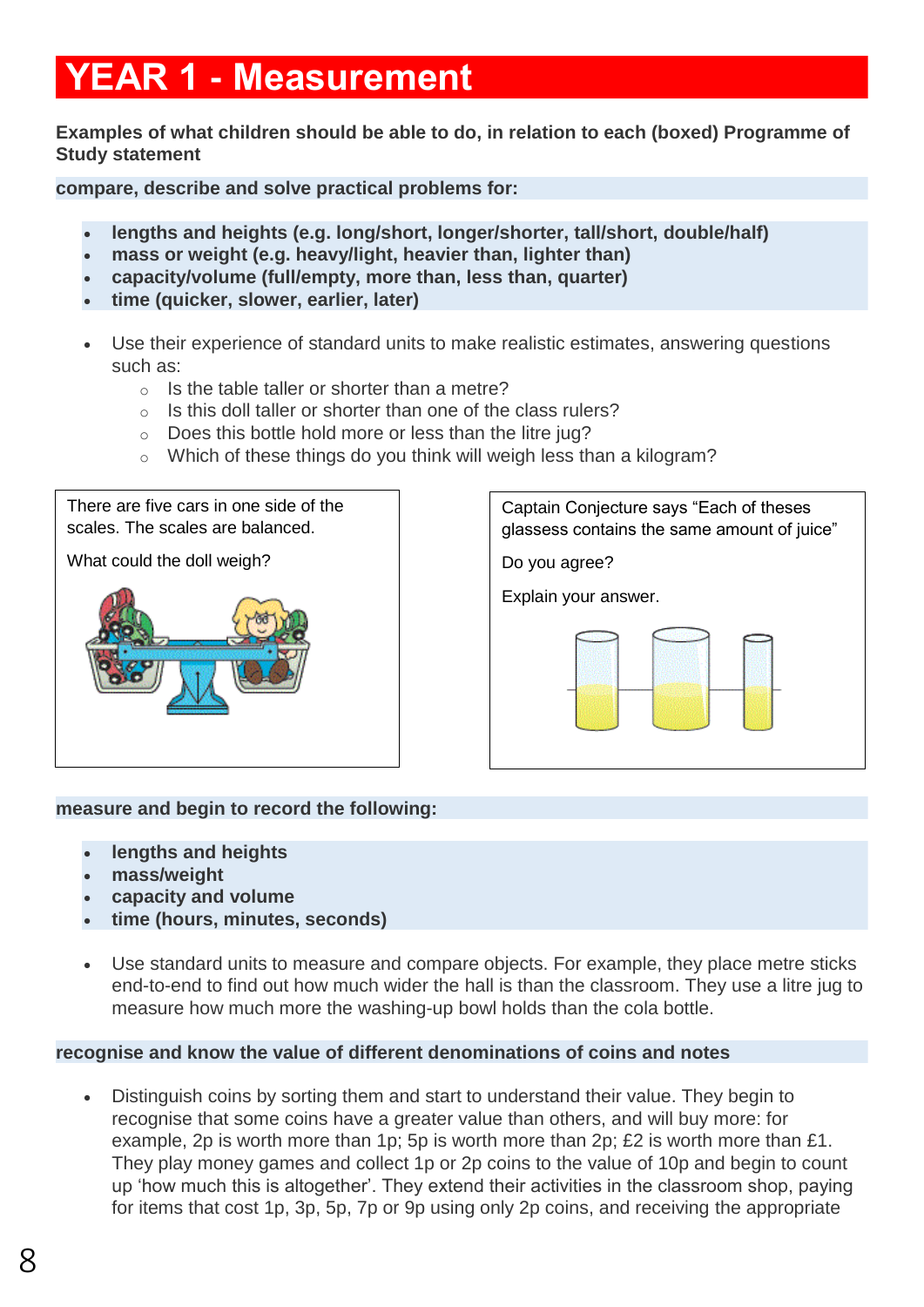# YEAR 1 - Measurement

**Examples of what children should be able to do, in relation to each (boxed) Programme of Study statement**

**compare, describe and solve practical problems for:**

- **lengths and heights (e.g. long/short, longer/shorter, tall/short, double/half)**
- **mass or weight (e.g. heavy/light, heavier than, lighter than)**
- **capacity/volume (full/empty, more than, less than, quarter)**
- **time (quicker, slower, earlier, later)**

- Use their experience of standard units to make realistic estimates, answering questions such as:
  - Is the table taller or shorter than a metre?
  - Is this doll taller or shorter than one of the class rulers?
  - Does this bottle hold more or less than the litre jug?
  - Which of these things do you think will weigh less than a kilogram?

There are five cars in one side of the scales. The scales are balanced.

What could the doll weigh?

Captain Conjecture says "Each of theses glassess contains the same amount of juice"

Do you agree?

Explain your answer.

**measure and begin to record the following:**

- **lengths and heights**
- **mass/weight**
- **capacity and volume**
- **time (hours, minutes, seconds)**

- Use standard units to measure and compare objects. For example, they place metre sticks end-to-end to find out how much wider the hall is than the classroom. They use a litre jug to measure how much more the washing-up bowl holds than the cola bottle.

**recognise and know the value of different denominations of coins and notes**

- Distinguish coins by sorting them and start to understand their value. They begin to recognise that some coins have a greater value than others, and will buy more: for example, 2p is worth more than 1p; 5p is worth more than 2p; £2 is worth more than £1. They play money games and collect 1p or 2p coins to the value of 10p and begin to count up 'how much this is altogether'. They extend their activities in the classroom shop, paying for items that cost 1p, 3p, 5p, 7p or 9p using only 2p coins, and receiving the appropriate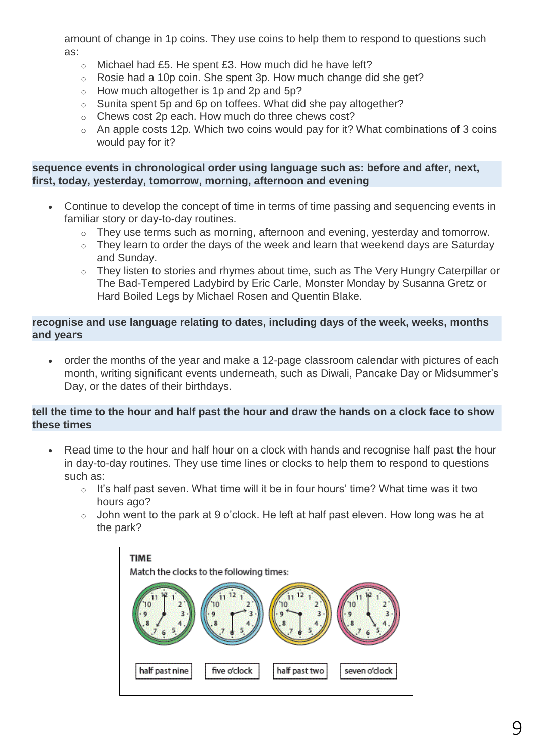amount of change in 1p coins. They use coins to help them to respond to questions such as:

- Michael had £5. He spent £3. How much did he have left?
- Rosie had a 10p coin. She spent 3p. How much change did she get?
- How much altogether is 1p and 2p and 5p?
- Sunita spent 5p and 6p on toffees. What did she pay altogether?
- Chews cost 2p each. How much do three chews cost?
- An apple costs 12p. Which two coins would pay for it? What combinations of 3 coins would pay for it?

**sequence events in chronological order using language such as: before and after, next, first, today, yesterday, tomorrow, morning, afternoon and evening**

- Continue to develop the concept of time in terms of time passing and sequencing events in familiar story or day-to-day routines.
  - They use terms such as morning, afternoon and evening, yesterday and tomorrow.
  - They learn to order the days of the week and learn that weekend days are Saturday and Sunday.
  - They listen to stories and rhymes about time, such as The Very Hungry Caterpillar or The Bad-Tempered Ladybird by Eric Carle, Monster Monday by Susanna Gretz or Hard Boiled Legs by Michael Rosen and Quentin Blake.

**recognise and use language relating to dates, including days of the week, weeks, months and years**

- order the months of the year and make a 12-page classroom calendar with pictures of each month, writing significant events underneath, such as Diwali, Pancake Day or Midsummer's Day, or the dates of their birthdays.

**tell the time to the hour and half past the hour and draw the hands on a clock face to show these times**

- Read time to the hour and half hour on a clock with hands and recognise half past the hour in day-to-day routines. They use time lines or clocks to help them to respond to questions such as:
  - It's half past seven. What time will it be in four hours' time? What time was it two hours ago?
  - John went to the park at 9 o'clock. He left at half past eleven. How long was he at the park?

**TIME**

Match the clocks to the following times:

half past nine | five o'clock | half past two | seven o'clock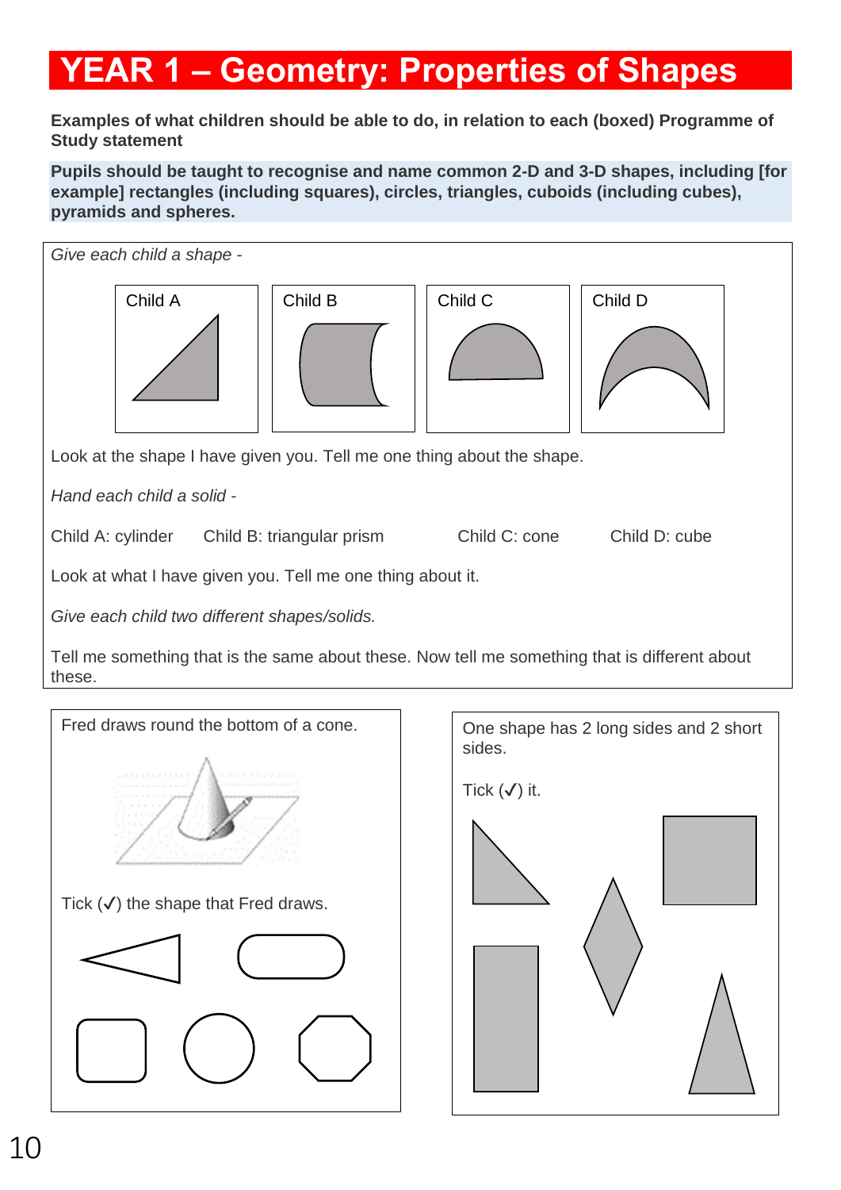# YEAR 1 – Geometry: Properties of Shapes

**Examples of what children should be able to do, in relation to each (boxed) Programme of Study statement**

**Pupils should be taught to recognise and name common 2-D and 3-D shapes, including [for example] rectangles (including squares), circles, triangles, cuboids (including cubes), pyramids and spheres.**

*Give each child a shape -*

Child A | Child B | Child C | Child D

Look at the shape I have given you. Tell me one thing about the shape.

*Hand each child a solid -*

Child A: cylinder    Child B: triangular prism    Child C: cone    Child D: cube

Look at what I have given you. Tell me one thing about it.

*Give each child two different shapes/solids.*

Tell me something that is the same about these. Now tell me something that is different about these.

Fred draws round the bottom of a cone.

Tick (✓) the shape that Fred draws.

One shape has 2 long sides and 2 short sides.

Tick (✓) it.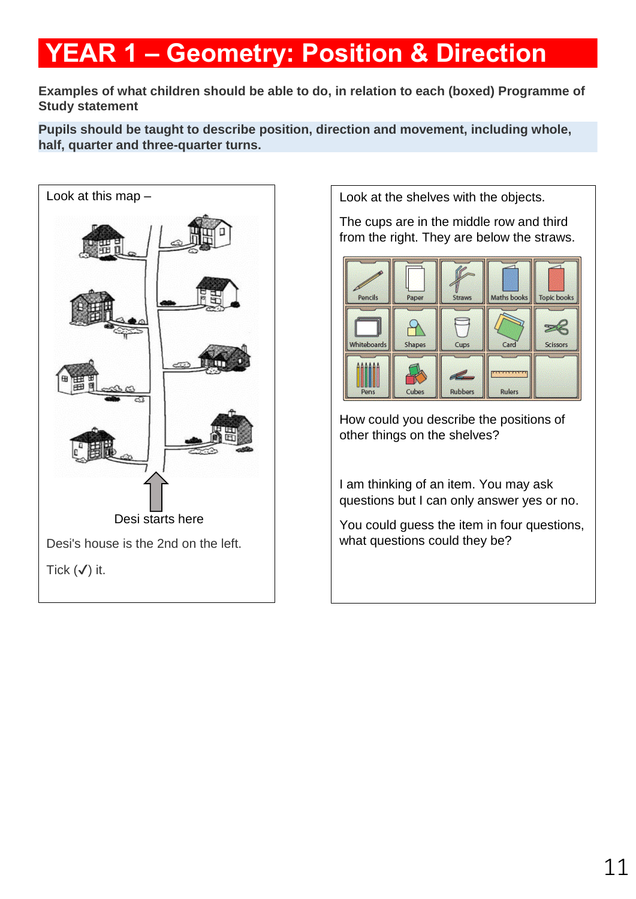# YEAR 1 – Geometry: Position & Direction

**Examples of what children should be able to do, in relation to each (boxed) Programme of Study statement**

**Pupils should be taught to describe position, direction and movement, including whole, half, quarter and three-quarter turns.**

Look at this map –

Desi starts here

Desi's house is the 2nd on the left.

Tick (✓) it.

Look at the shelves with the objects.

The cups are in the middle row and third from the right. They are below the straws.

| Pencils | Paper | Straws | Maths books | Topic books |
|---|---|---|---|---|
| Whiteboards | Shapes | Cups | Card | Scissors |
| Pens | Cubes | Rubbers | Rulers | |

How could you describe the positions of other things on the shelves?

I am thinking of an item. You may ask questions but I can only answer yes or no.

You could guess the item in four questions, what questions could they be?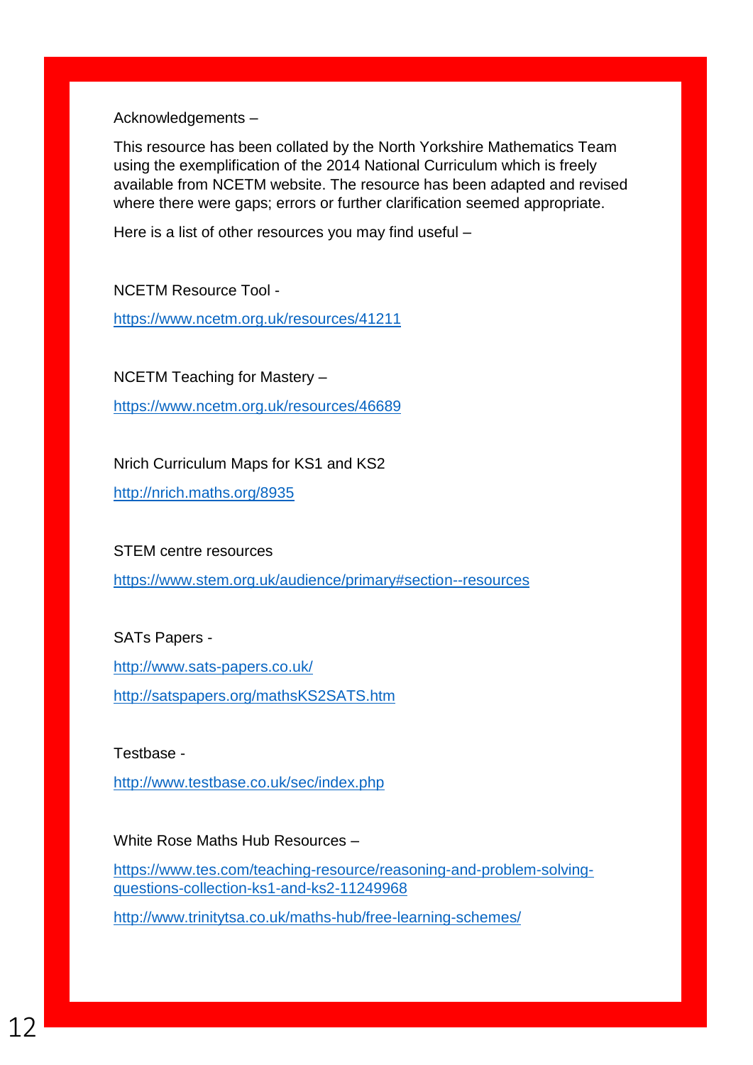Acknowledgements –

This resource has been collated by the North Yorkshire Mathematics Team using the exemplification of the 2014 National Curriculum which is freely available from NCETM website. The resource has been adapted and revised where there were gaps; errors or further clarification seemed appropriate.

Here is a list of other resources you may find useful –

NCETM Resource Tool -

https://www.ncetm.org.uk/resources/41211

NCETM Teaching for Mastery –

https://www.ncetm.org.uk/resources/46689

Nrich Curriculum Maps for KS1 and KS2

http://nrich.maths.org/8935

STEM centre resources

https://www.stem.org.uk/audience/primary#section--resources

SATs Papers -

http://www.sats-papers.co.uk/

http://satspapers.org/mathsKS2SATS.htm

Testbase -

http://www.testbase.co.uk/sec/index.php

White Rose Maths Hub Resources –

https://www.tes.com/teaching-resource/reasoning-and-problem-solving-questions-collection-ks1-and-ks2-11249968

http://www.trinitytsa.co.uk/maths-hub/free-learning-schemes/